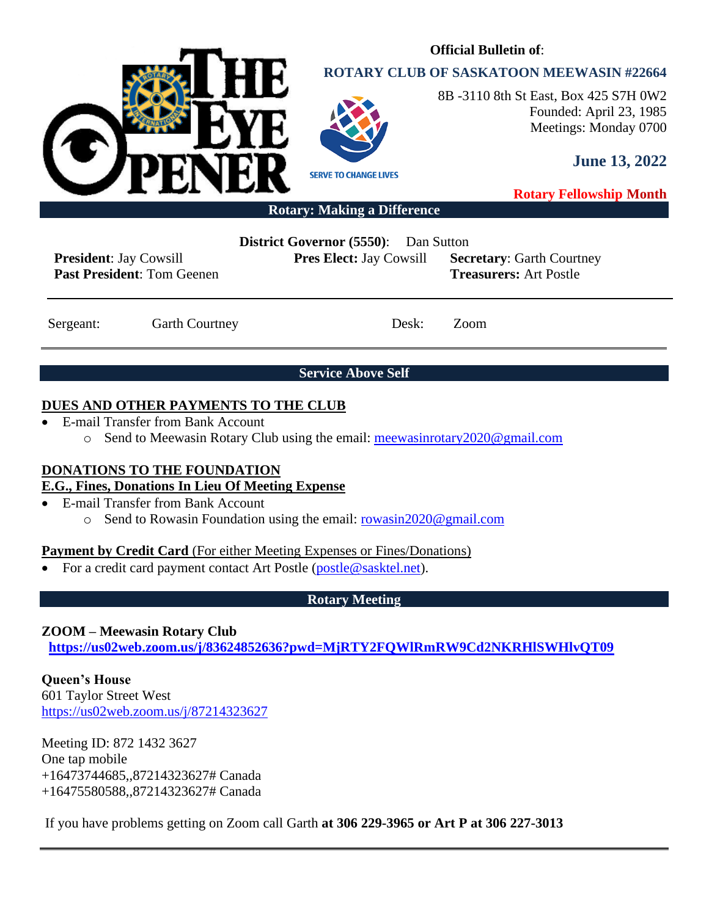# THE EYE OPENER

**Official Bulletin of**:

**ROTARY CLUB OF SASKATOON MEEWASIN #22664**

8B -3110 8th St East, Box 425 S7H 0W2
Founded: April 23, 1985
Meetings: Monday 0700

SERVE TO CHANGE LIVES

**June 13, 2022**

**Rotary Fellowship Month**

**Rotary: Making a Difference**

**District Governor (5550)**: Dan Sutton

**President**: Jay Cowsill
**Past President**: Tom Geenen

**Pres Elect:** Jay Cowsill

**Secretary**: Garth Courtney
**Treasurers:** Art Postle

---

Sergeant: Garth Courtney

Desk: Zoom

---

**Service Above Self**

## DUES AND OTHER PAYMENTS TO THE CLUB

- E-mail Transfer from Bank Account
  - Send to Meewasin Rotary Club using the email: meewasinrotary2020@gmail.com

## DONATIONS TO THE FOUNDATION

### E.G., Fines, Donations In Lieu Of Meeting Expense

- E-mail Transfer from Bank Account
  - Send to Rowasin Foundation using the email: rowasin2020@gmail.com

**Payment by Credit Card** (For either Meeting Expenses or Fines/Donations)

- For a credit card payment contact Art Postle (postle@sasktel.net).

**Rotary Meeting**

**ZOOM – Meewasin Rotary Club**
**https://us02web.zoom.us/j/83624852636?pwd=MjRTY2FQWlRmRW9Cd2NKRHlSWHlvQT09**

**Queen's House**
601 Taylor Street West
https://us02web.zoom.us/j/87214323627

Meeting ID: 872 1432 3627
One tap mobile
+16473744685,,87214323627# Canada
+16475580588,,87214323627# Canada

If you have problems getting on Zoom call Garth **at 306 229-3965 or Art P at 306 227-3013**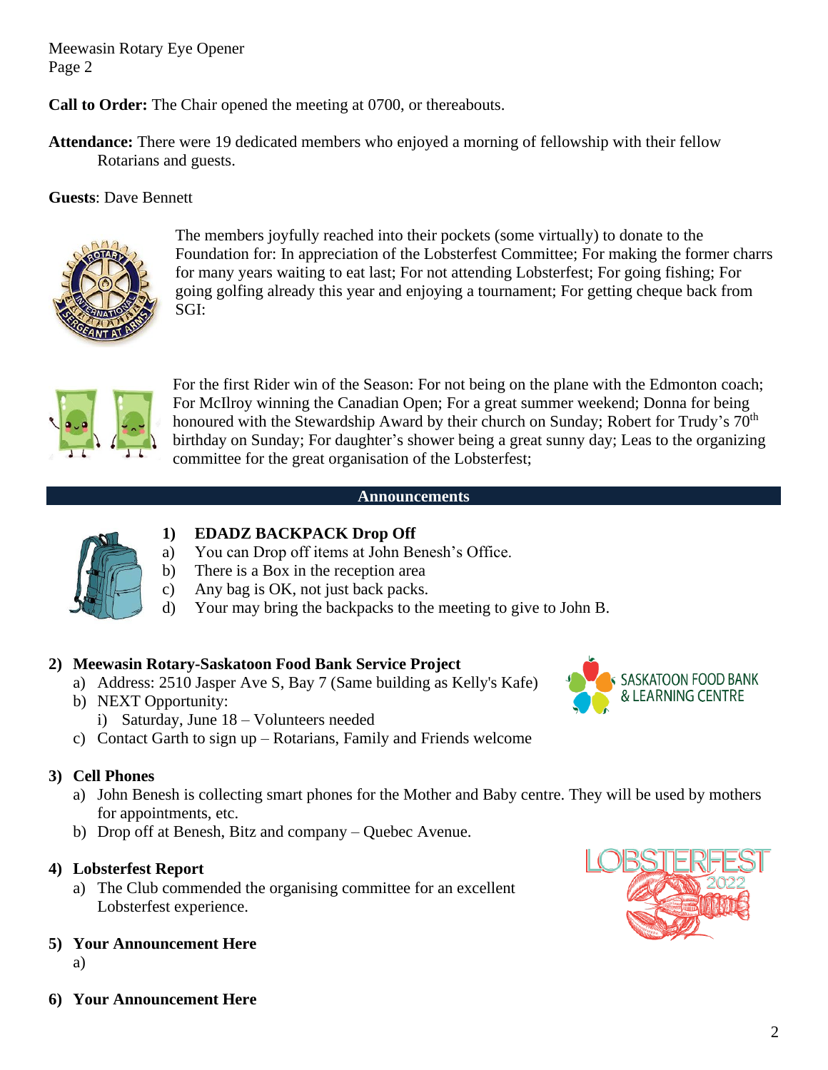**Call to Order:** The Chair opened the meeting at 0700, or thereabouts.

**Attendance:** There were 19 dedicated members who enjoyed a morning of fellowship with their fellow Rotarians and guests.

**Guests**: Dave Bennett

The members joyfully reached into their pockets (some virtually) to donate to the Foundation for: In appreciation of the Lobsterfest Committee; For making the former charrs for many years waiting to eat last; For not attending Lobsterfest; For going fishing; For going golfing already this year and enjoying a tournament; For getting cheque back from SGI:

For the first Rider win of the Season: For not being on the plane with the Edmonton coach; For McIlroy winning the Canadian Open; For a great summer weekend; Donna for being honoured with the Stewardship Award by their church on Sunday; Robert for Trudy's 70th birthday on Sunday; For daughter's shower being a great sunny day; Leas to the organizing committee for the great organisation of the Lobsterfest;

## Announcements

**1) EDADZ BACKPACK Drop Off**

a) You can Drop off items at John Benesh's Office.
b) There is a Box in the reception area
c) Any bag is OK, not just back packs.
d) Your may bring the backpacks to the meeting to give to John B.

**2) Meewasin Rotary-Saskatoon Food Bank Service Project**

a) Address: 2510 Jasper Ave S, Bay 7 (Same building as Kelly's Kafe)
b) NEXT Opportunity:
   i) Saturday, June 18 – Volunteers needed
c) Contact Garth to sign up – Rotarians, Family and Friends welcome

**3) Cell Phones**

a) John Benesh is collecting smart phones for the Mother and Baby centre. They will be used by mothers for appointments, etc.
b) Drop off at Benesh, Bitz and company – Quebec Avenue.

**4) Lobsterfest Report**

a) The Club commended the organising committee for an excellent Lobsterfest experience.

**5) Your Announcement Here**

a)

**6) Your Announcement Here**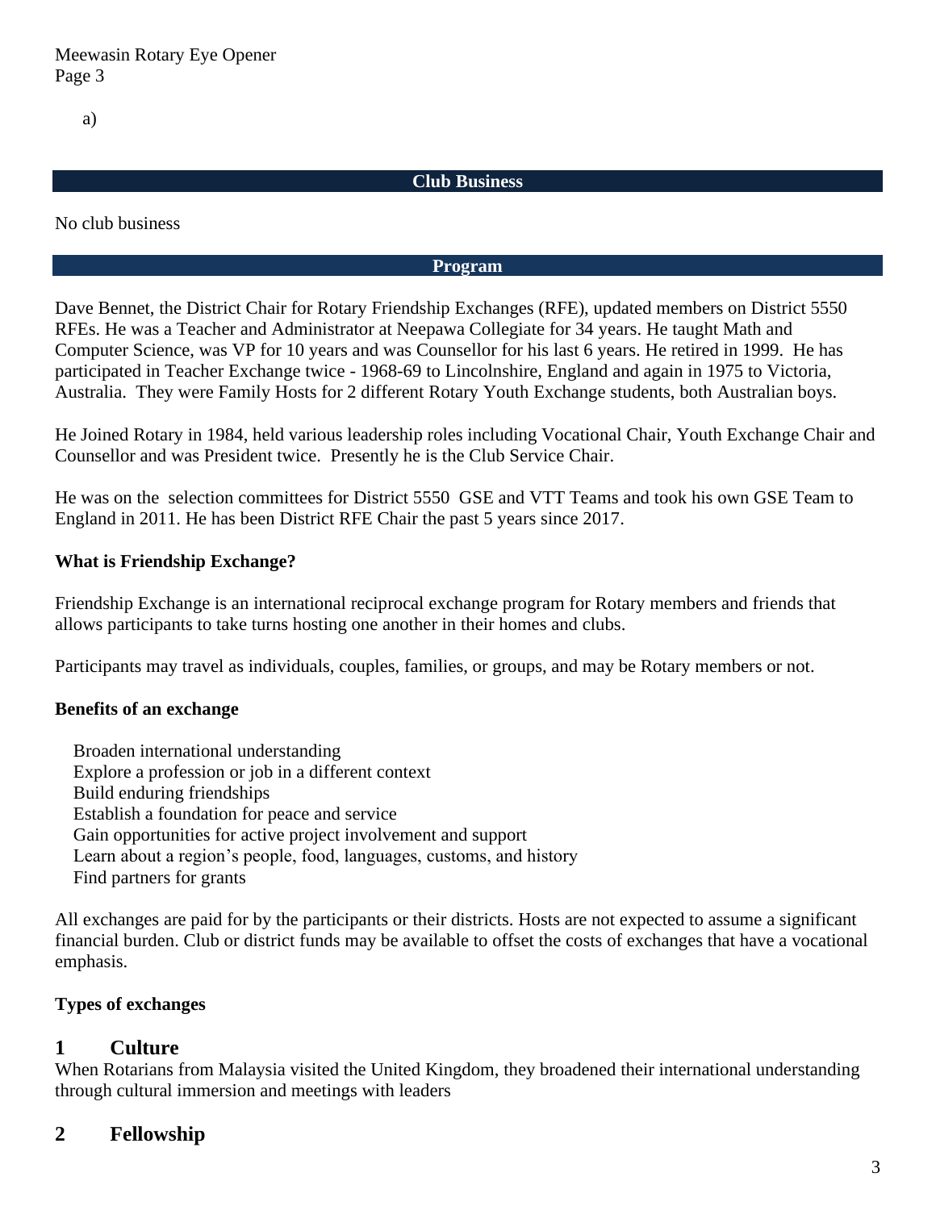a)

## Club Business

No club business

## Program

Dave Bennet, the District Chair for Rotary Friendship Exchanges (RFE), updated members on District 5550 RFEs. He was a Teacher and Administrator at Neepawa Collegiate for 34 years. He taught Math and Computer Science, was VP for 10 years and was Counsellor for his last 6 years. He retired in 1999. He has participated in Teacher Exchange twice - 1968-69 to Lincolnshire, England and again in 1975 to Victoria, Australia. They were Family Hosts for 2 different Rotary Youth Exchange students, both Australian boys.

He Joined Rotary in 1984, held various leadership roles including Vocational Chair, Youth Exchange Chair and Counsellor and was President twice. Presently he is the Club Service Chair.

He was on the selection committees for District 5550 GSE and VTT Teams and took his own GSE Team to England in 2011. He has been District RFE Chair the past 5 years since 2017.

**What is Friendship Exchange?**

Friendship Exchange is an international reciprocal exchange program for Rotary members and friends that allows participants to take turns hosting one another in their homes and clubs.

Participants may travel as individuals, couples, families, or groups, and may be Rotary members or not.

**Benefits of an exchange**

- Broaden international understanding
- Explore a profession or job in a different context
- Build enduring friendships
- Establish a foundation for peace and service
- Gain opportunities for active project involvement and support
- Learn about a region's people, food, languages, customs, and history
- Find partners for grants

All exchanges are paid for by the participants or their districts. Hosts are not expected to assume a significant financial burden. Club or district funds may be available to offset the costs of exchanges that have a vocational emphasis.

**Types of exchanges**

## 1 Culture

When Rotarians from Malaysia visited the United Kingdom, they broadened their international understanding through cultural immersion and meetings with leaders

## 2 Fellowship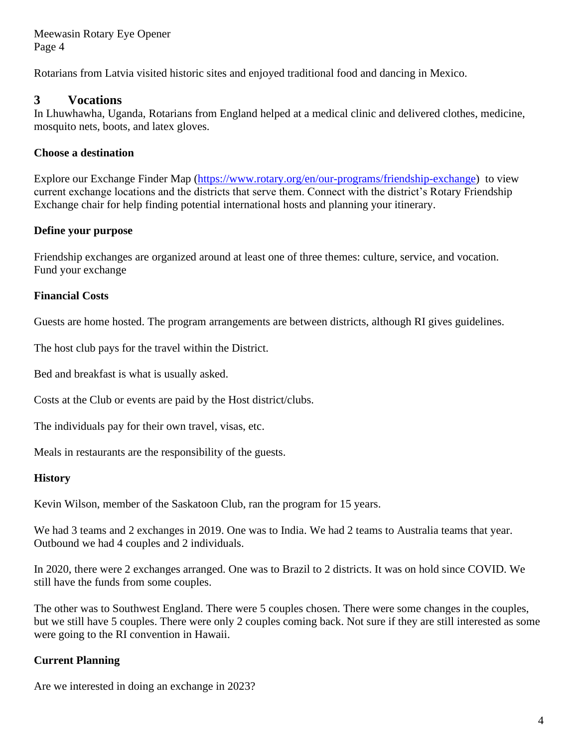Rotarians from Latvia visited historic sites and enjoyed traditional food and dancing in Mexico.

## 3 Vocations

In Lhuwhawha, Uganda, Rotarians from England helped at a medical clinic and delivered clothes, medicine, mosquito nets, boots, and latex gloves.

**Choose a destination**

Explore our Exchange Finder Map (https://www.rotary.org/en/our-programs/friendship-exchange) to view current exchange locations and the districts that serve them. Connect with the district's Rotary Friendship Exchange chair for help finding potential international hosts and planning your itinerary.

**Define your purpose**

Friendship exchanges are organized around at least one of three themes: culture, service, and vocation.
Fund your exchange

**Financial Costs**

Guests are home hosted. The program arrangements are between districts, although RI gives guidelines.

The host club pays for the travel within the District.

Bed and breakfast is what is usually asked.

Costs at the Club or events are paid by the Host district/clubs.

The individuals pay for their own travel, visas, etc.

Meals in restaurants are the responsibility of the guests.

**History**

Kevin Wilson, member of the Saskatoon Club, ran the program for 15 years.

We had 3 teams and 2 exchanges in 2019. One was to India. We had 2 teams to Australia teams that year. Outbound we had 4 couples and 2 individuals.

In 2020, there were 2 exchanges arranged. One was to Brazil to 2 districts. It was on hold since COVID. We still have the funds from some couples.

The other was to Southwest England. There were 5 couples chosen. There were some changes in the couples, but we still have 5 couples. There were only 2 couples coming back. Not sure if they are still interested as some were going to the RI convention in Hawaii.

**Current Planning**

Are we interested in doing an exchange in 2023?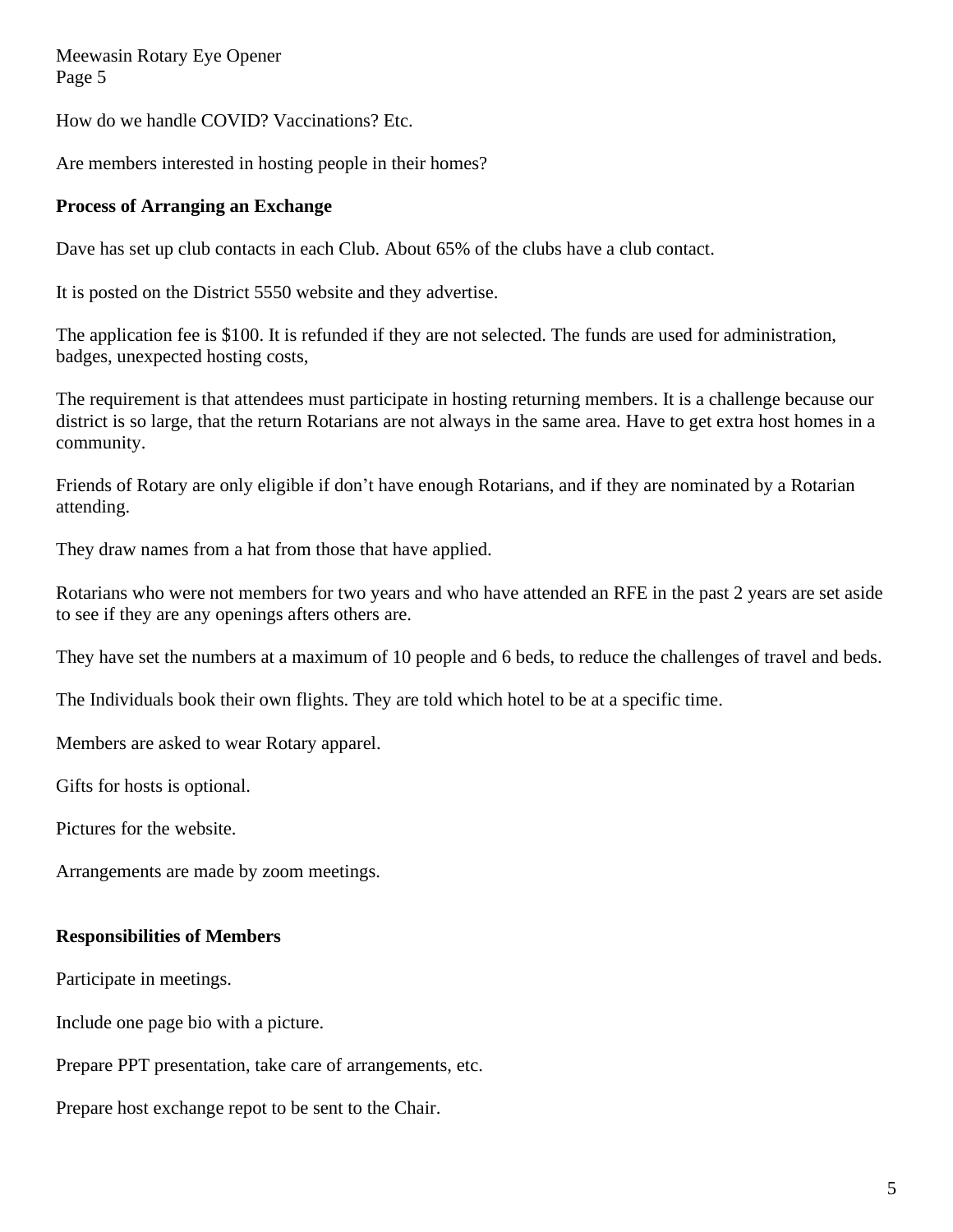How do we handle COVID? Vaccinations? Etc.

Are members interested in hosting people in their homes?

**Process of Arranging an Exchange**

Dave has set up club contacts in each Club. About 65% of the clubs have a club contact.

It is posted on the District 5550 website and they advertise.

The application fee is $100. It is refunded if they are not selected. The funds are used for administration, badges, unexpected hosting costs,

The requirement is that attendees must participate in hosting returning members. It is a challenge because our district is so large, that the return Rotarians are not always in the same area. Have to get extra host homes in a community.

Friends of Rotary are only eligible if don't have enough Rotarians, and if they are nominated by a Rotarian attending.

They draw names from a hat from those that have applied.

Rotarians who were not members for two years and who have attended an RFE in the past 2 years are set aside to see if they are any openings afters others are.

They have set the numbers at a maximum of 10 people and 6 beds, to reduce the challenges of travel and beds.

The Individuals book their own flights. They are told which hotel to be at a specific time.

Members are asked to wear Rotary apparel.

Gifts for hosts is optional.

Pictures for the website.

Arrangements are made by zoom meetings.

**Responsibilities of Members**

Participate in meetings.

Include one page bio with a picture.

Prepare PPT presentation, take care of arrangements, etc.

Prepare host exchange repot to be sent to the Chair.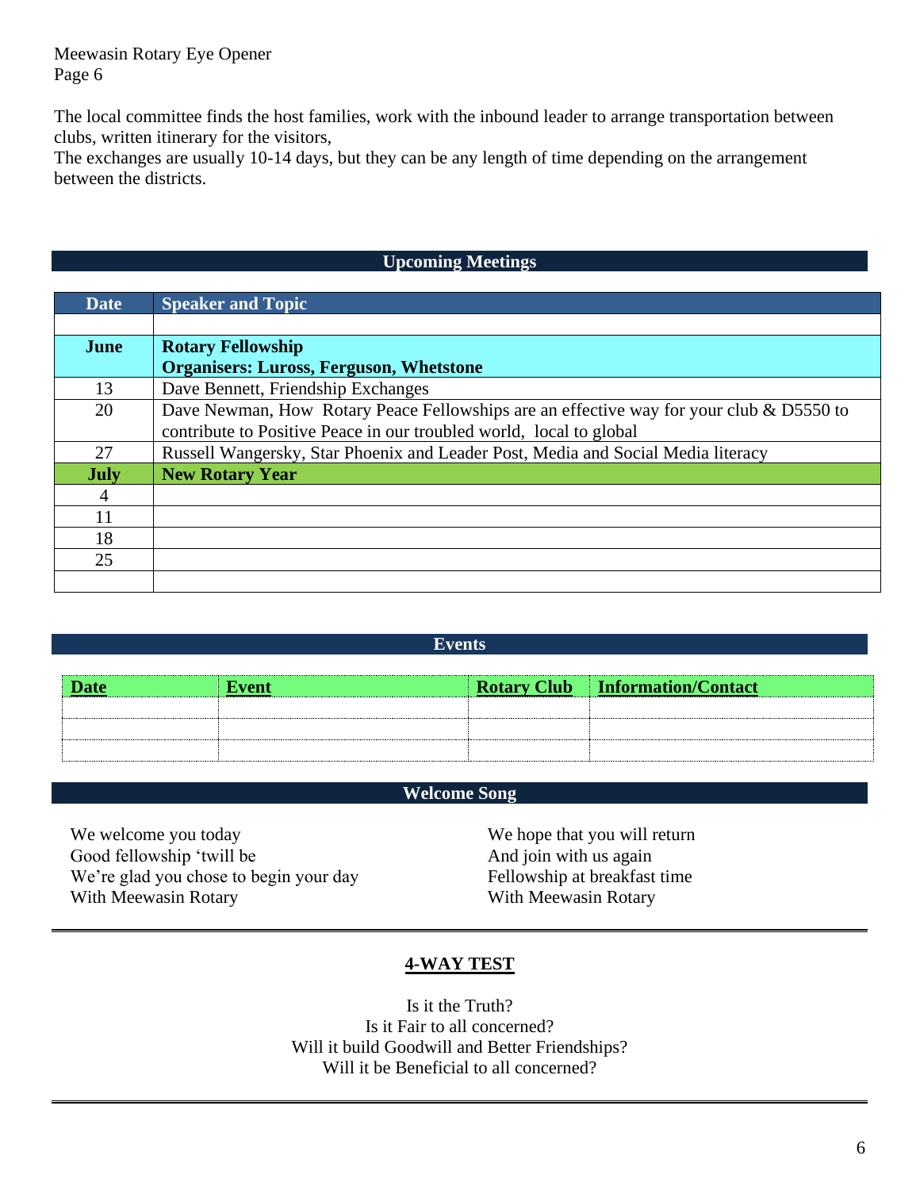The local committee finds the host families, work with the inbound leader to arrange transportation between clubs, written itinerary for the visitors,
The exchanges are usually 10-14 days, but they can be any length of time depending on the arrangement between the districts.

## Upcoming Meetings

| Date | Speaker and Topic |
|---|---|
| | |
| **June** | **Rotary Fellowship**<br>**Organisers: Luross, Ferguson, Whetstone** |
| 13 | Dave Bennett, Friendship Exchanges |
| 20 | Dave Newman, How Rotary Peace Fellowships are an effective way for your club & D5550 to contribute to Positive Peace in our troubled world, local to global |
| 27 | Russell Wangersky, Star Phoenix and Leader Post, Media and Social Media literacy |
| **July** | **New Rotary Year** |
| 4 | |
| 11 | |
| 18 | |
| 25 | |
| | |

## Events

| Date | Event | Rotary Club | Information/Contact |
|---|---|---|---|
| | | | |
| | | | |
| | | | |

## Welcome Song

We welcome you today
Good fellowship 'twill be
We're glad you chose to begin your day
With Meewasin Rotary

We hope that you will return
And join with us again
Fellowship at breakfast time
With Meewasin Rotary

## 4-WAY TEST

Is it the Truth?
Is it Fair to all concerned?
Will it build Goodwill and Better Friendships?
Will it be Beneficial to all concerned?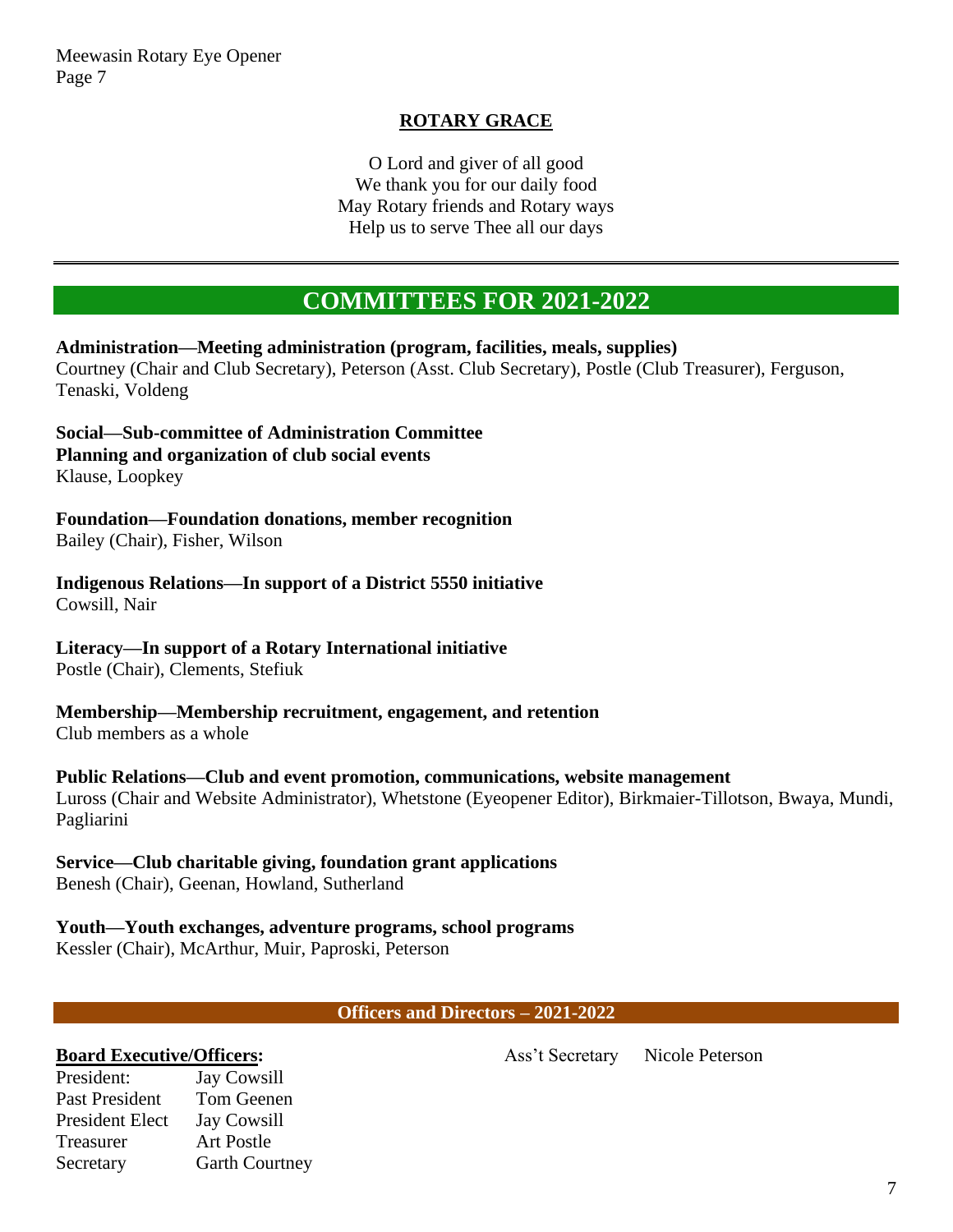## ROTARY GRACE

O Lord and giver of all good
We thank you for our daily food
May Rotary friends and Rotary ways
Help us to serve Thee all our days

---

## COMMITTEES FOR 2021-2022

**Administration—Meeting administration (program, facilities, meals, supplies)**
Courtney (Chair and Club Secretary), Peterson (Asst. Club Secretary), Postle (Club Treasurer), Ferguson, Tenaski, Voldeng

**Social—Sub-committee of Administration Committee**
**Planning and organization of club social events**
Klause, Loopkey

**Foundation—Foundation donations, member recognition**
Bailey (Chair), Fisher, Wilson

**Indigenous Relations—In support of a District 5550 initiative**
Cowsill, Nair

**Literacy—In support of a Rotary International initiative**
Postle (Chair), Clements, Stefiuk

**Membership—Membership recruitment, engagement, and retention**
Club members as a whole

**Public Relations—Club and event promotion, communications, website management**
Luross (Chair and Website Administrator), Whetstone (Eyeopener Editor), Birkmaier-Tillotson, Bwaya, Mundi, Pagliarini

**Service—Club charitable giving, foundation grant applications**
Benesh (Chair), Geenan, Howland, Sutherland

**Youth—Youth exchanges, adventure programs, school programs**
Kessler (Chair), McArthur, Muir, Paproski, Peterson

### Officers and Directors – 2021-2022

**Board Executive/Officers:**

| | |
|---|---|
| President: | Jay Cowsill |
| Past President | Tom Geenen |
| President Elect | Jay Cowsill |
| Treasurer | Art Postle |
| Secretary | Garth Courtney |
| Ass't Secretary | Nicole Peterson |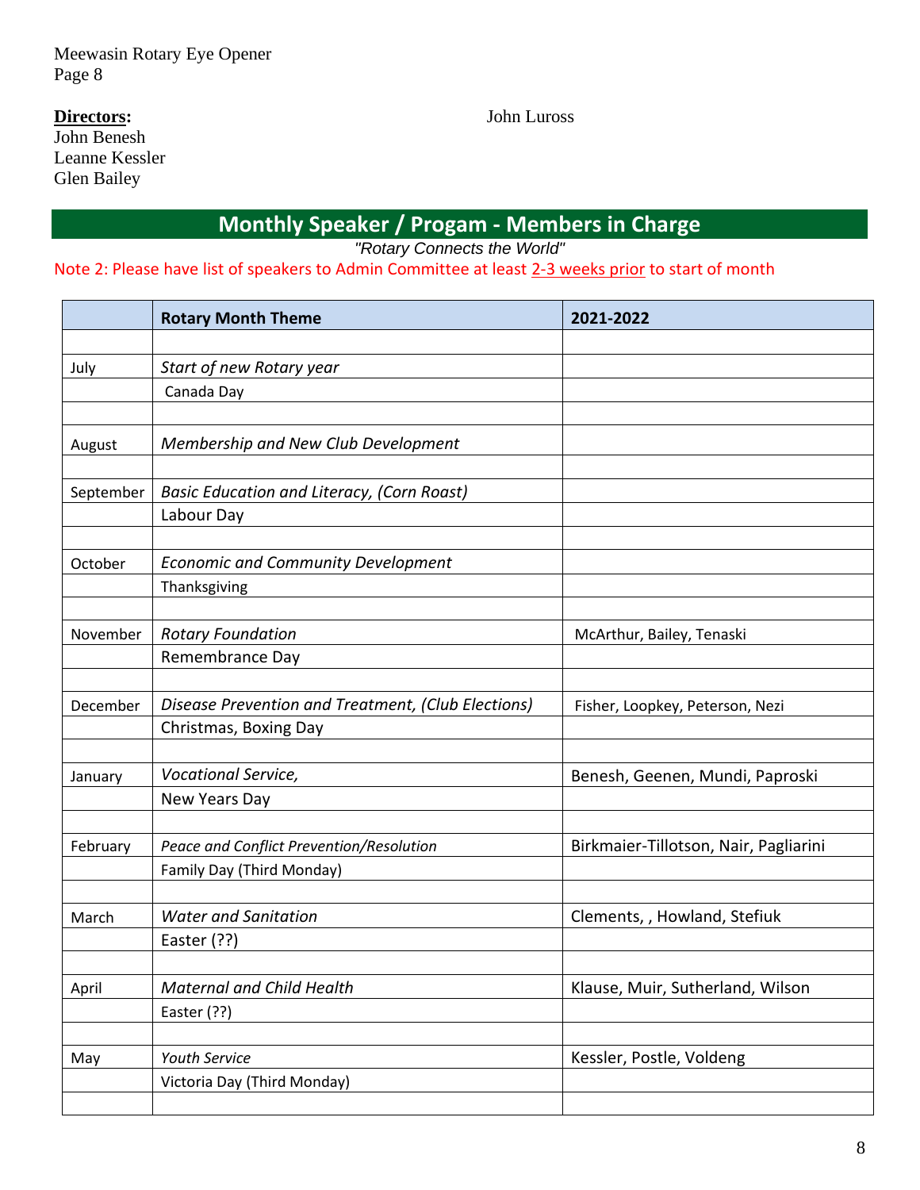**Directors:**
John Benesh
Leanne Kessler
Glen Bailey

John Luross

## Monthly Speaker / Progam - Members in Charge

*"Rotary Connects the World"*

Note 2: Please have list of speakers to Admin Committee at least 2-3 weeks prior to start of month

| | Rotary Month Theme | 2021-2022 |
|---|---|---|
| | | |
| July | *Start of new Rotary year* | |
| | Canada Day | |
| | | |
| August | *Membership and New Club Development* | |
| | | |
| September | *Basic Education and Literacy, (Corn Roast)* | |
| | Labour Day | |
| | | |
| October | *Economic and Community Development* | |
| | Thanksgiving | |
| | | |
| November | *Rotary Foundation* | McArthur, Bailey, Tenaski |
| | Remembrance Day | |
| | | |
| December | *Disease Prevention and Treatment, (Club Elections)* | Fisher, Loopkey, Peterson, Nezi |
| | Christmas, Boxing Day | |
| | | |
| January | *Vocational Service,* | Benesh, Geenen, Mundi, Paproski |
| | New Years Day | |
| | | |
| February | *Peace and Conflict Prevention/Resolution* | Birkmaier-Tillotson, Nair, Pagliarini |
| | Family Day (Third Monday) | |
| | | |
| March | *Water and Sanitation* | Clements, , Howland, Stefiuk |
| | Easter (??) | |
| | | |
| April | *Maternal and Child Health* | Klause, Muir, Sutherland, Wilson |
| | Easter (??) | |
| | | |
| May | *Youth Service* | Kessler, Postle, Voldeng |
| | Victoria Day (Third Monday) | |
| | | |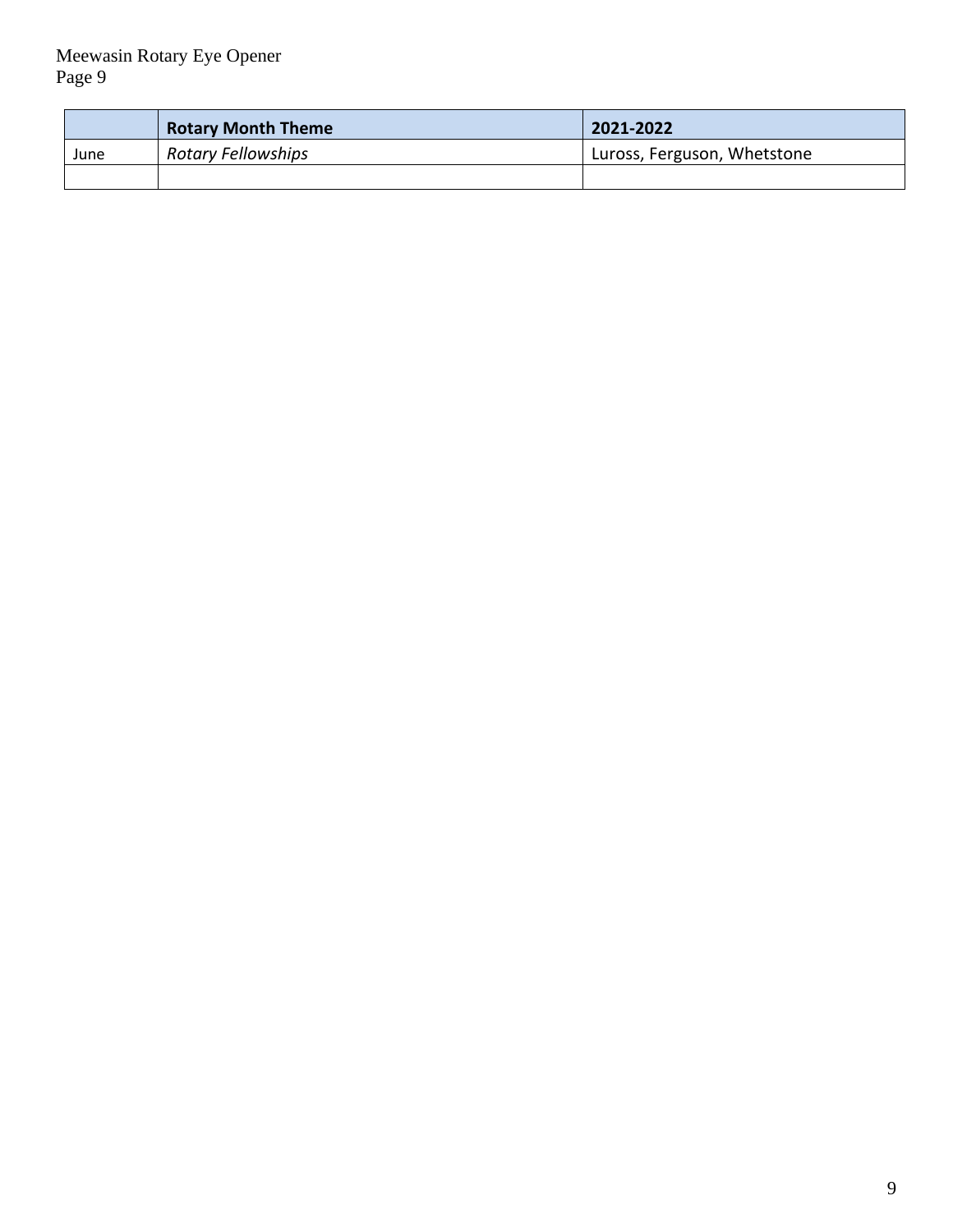| | **Rotary Month Theme** | **2021-2022** |
|---|---|---|
| June | *Rotary Fellowships* | Luross, Ferguson, Whetstone |
| | | |